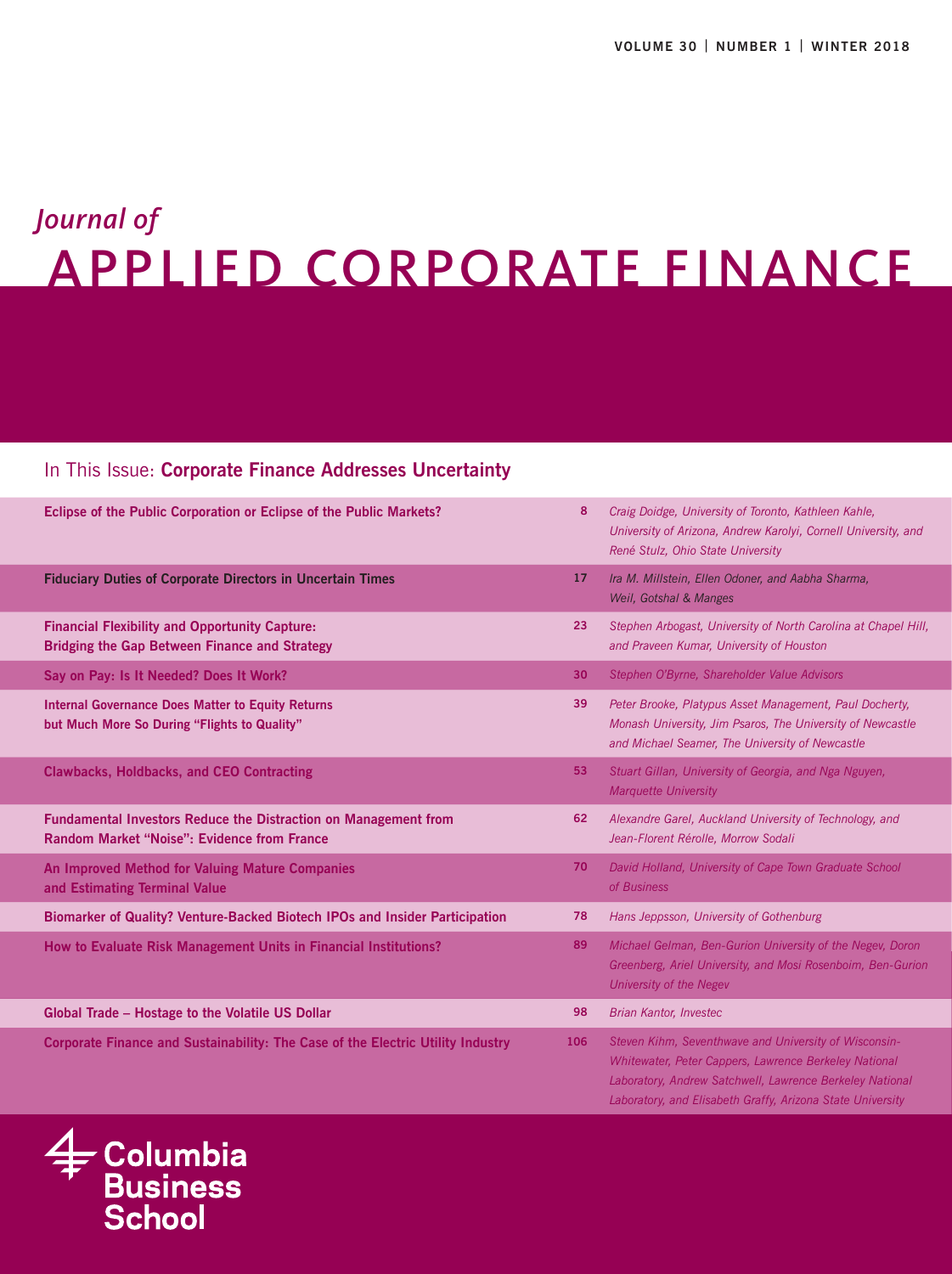VOLUME 30 | NUMBER 1 | WINTER 2018

# *Journal of* APPLIED CORPORATE FINANCE

## In This Issue: **Corporate Finance Addresses Uncertainty**

| Article | Page | Authors |
|---|---|---|
| **Eclipse of the Public Corporation or Eclipse of the Public Markets?** | 8 | *Craig Doidge, University of Toronto, Kathleen Kahle, University of Arizona, Andrew Karolyi, Cornell University, and René Stulz, Ohio State University* |
| **Fiduciary Duties of Corporate Directors in Uncertain Times** | 17 | *Ira M. Millstein, Ellen Odoner, and Aabha Sharma, Weil, Gotshal & Manges* |
| **Financial Flexibility and Opportunity Capture: Bridging the Gap Between Finance and Strategy** | 23 | *Stephen Arbogast, University of North Carolina at Chapel Hill, and Praveen Kumar, University of Houston* |
| **Say on Pay: Is It Needed? Does It Work?** | 30 | *Stephen O'Byrne, Shareholder Value Advisors* |
| **Internal Governance Does Matter to Equity Returns but Much More So During "Flights to Quality"** | 39 | *Peter Brooke, Platypus Asset Management, Paul Docherty, Monash University, Jim Psaros, The University of Newcastle and Michael Seamer, The University of Newcastle* |
| **Clawbacks, Holdbacks, and CEO Contracting** | 53 | *Stuart Gillan, University of Georgia, and Nga Nguyen, Marquette University* |
| **Fundamental Investors Reduce the Distraction on Management from Random Market "Noise": Evidence from France** | 62 | *Alexandre Garel, Auckland University of Technology, and Jean-Florent Rérolle, Morrow Sodali* |
| **An Improved Method for Valuing Mature Companies and Estimating Terminal Value** | 70 | *David Holland, University of Cape Town Graduate School of Business* |
| **Biomarker of Quality? Venture-Backed Biotech IPOs and Insider Participation** | 78 | *Hans Jeppsson, University of Gothenburg* |
| **How to Evaluate Risk Management Units in Financial Institutions?** | 89 | *Michael Gelman, Ben-Gurion University of the Negev, Doron Greenberg, Ariel University, and Mosi Rosenboim, Ben-Gurion University of the Negev* |
| **Global Trade – Hostage to the Volatile US Dollar** | 98 | *Brian Kantor, Investec* |
| **Corporate Finance and Sustainability: The Case of the Electric Utility Industry** | 106 | *Steven Kihm, Seventhwave and University of Wisconsin-Whitewater, Peter Cappers, Lawrence Berkeley National Laboratory, Andrew Satchwell, Lawrence Berkeley National Laboratory, and Elisabeth Graffy, Arizona State University* |

Columbia Business School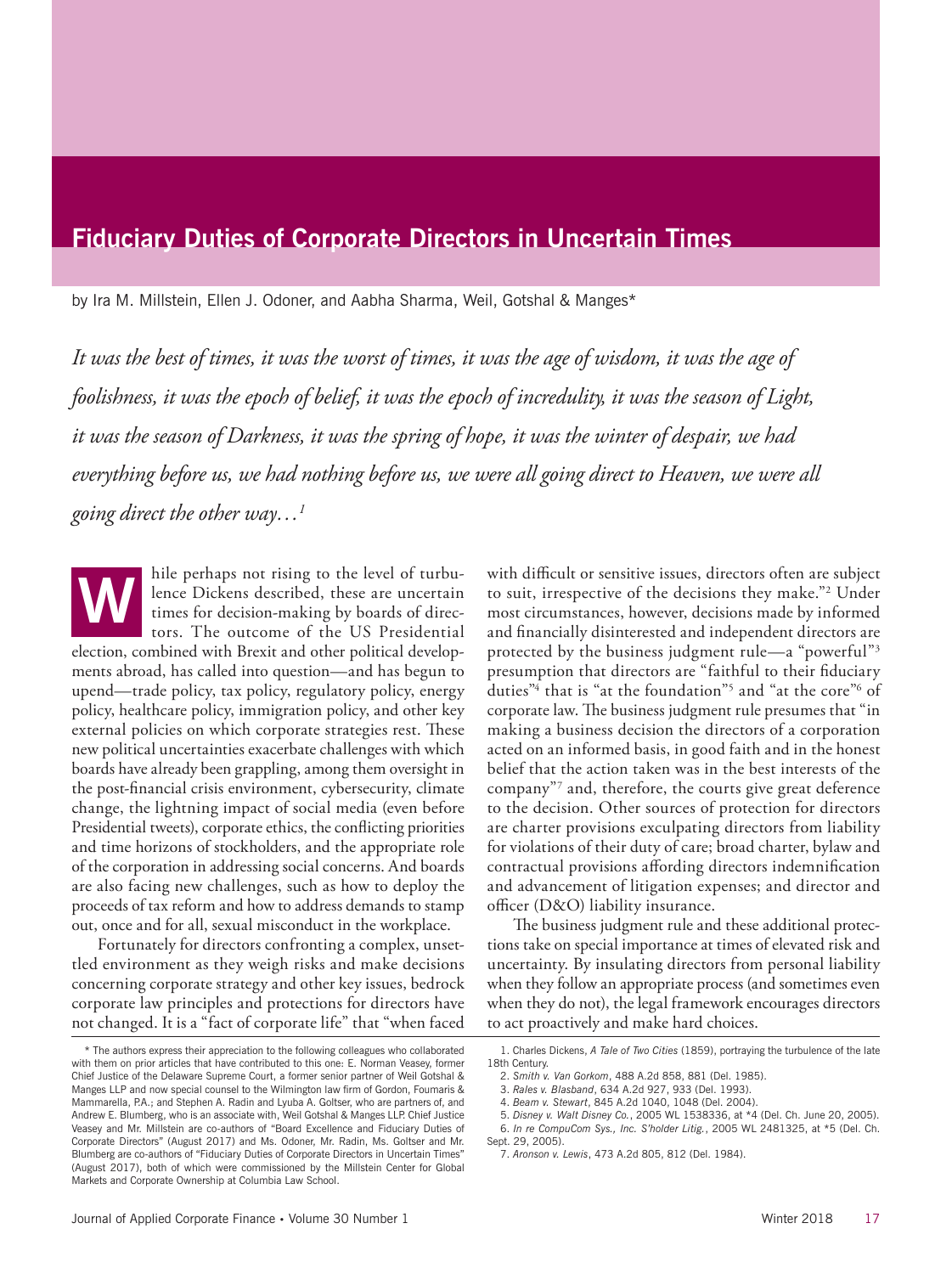# Fiduciary Duties of Corporate Directors in Uncertain Times

by Ira M. Millstein, Ellen J. Odoner, and Aabha Sharma, Weil, Gotshal & Manges*

*It was the best of times, it was the worst of times, it was the age of wisdom, it was the age of foolishness, it was the epoch of belief, it was the epoch of incredulity, it was the season of Light, it was the season of Darkness, it was the spring of hope, it was the winter of despair, we had everything before us, we had nothing before us, we were all going direct to Heaven, we were all going direct the other way…*[1]

While perhaps not rising to the level of turbulence Dickens described, these are uncertain times for decision-making by boards of directors. The outcome of the US Presidential election, combined with Brexit and other political developments abroad, has called into question—and has begun to upend—trade policy, tax policy, regulatory policy, energy policy, healthcare policy, immigration policy, and other key external policies on which corporate strategies rest. These new political uncertainties exacerbate challenges with which boards have already been grappling, among them oversight in the post-financial crisis environment, cybersecurity, climate change, the lightning impact of social media (even before Presidential tweets), corporate ethics, the conflicting priorities and time horizons of stockholders, and the appropriate role of the corporation in addressing social concerns. And boards are also facing new challenges, such as how to deploy the proceeds of tax reform and how to address demands to stamp out, once and for all, sexual misconduct in the workplace.

Fortunately for directors confronting a complex, unsettled environment as they weigh risks and make decisions concerning corporate strategy and other key issues, bedrock corporate law principles and protections for directors have not changed. It is a "fact of corporate life" that "when faced with difficult or sensitive issues, directors often are subject to suit, irrespective of the decisions they make."[2] Under most circumstances, however, decisions made by informed and financially disinterested and independent directors are protected by the business judgment rule—a "powerful"[3] presumption that directors are "faithful to their fiduciary duties"[4] that is "at the foundation"[5] and "at the core"[6] of corporate law. The business judgment rule presumes that "in making a business decision the directors of a corporation acted on an informed basis, in good faith and in the honest belief that the action taken was in the best interests of the company"[7] and, therefore, the courts give great deference to the decision. Other sources of protection for directors are charter provisions exculpating directors from liability for violations of their duty of care; broad charter, bylaw and contractual provisions affording directors indemnification and advancement of litigation expenses; and director and officer (D&O) liability insurance.

The business judgment rule and these additional protections take on special importance at times of elevated risk and uncertainty. By insulating directors from personal liability when they follow an appropriate process (and sometimes even when they do not), the legal framework encourages directors to act proactively and make hard choices.

---

\* The authors express their appreciation to the following colleagues who collaborated with them on prior articles that have contributed to this one: E. Norman Veasey, former Chief Justice of the Delaware Supreme Court, a former senior partner of Weil Gotshal & Manges LLP and now special counsel to the Wilmington law firm of Gordon, Fournaris & Mammarella, P.A.; and Stephen A. Radin and Lyuba A. Goltser, who are partners of, and Andrew E. Blumberg, who is an associate with, Weil Gotshal & Manges LLP. Chief Justice Veasey and Mr. Millstein are co-authors of "Board Excellence and Fiduciary Duties of Corporate Directors" (August 2017) and Ms. Odoner, Mr. Radin, Ms. Goltser and Mr. Blumberg are co-authors of "Fiduciary Duties of Corporate Directors in Uncertain Times" (August 2017), both of which were commissioned by the Millstein Center for Global Markets and Corporate Ownership at Columbia Law School.

1. Charles Dickens, *A Tale of Two Cities* (1859), portraying the turbulence of the late 18th Century.

2. *Smith v. Van Gorkom*, 488 A.2d 858, 881 (Del. 1985).

3. *Rales v. Blasband*, 634 A.2d 927, 933 (Del. 1993).

4. *Beam v. Stewart*, 845 A.2d 1040, 1048 (Del. 2004).

5. *Disney v. Walt Disney Co.*, 2005 WL 1538336, at *4 (Del. Ch. June 20, 2005).

6. *In re CompuCom Sys., Inc. S'holder Litig.*, 2005 WL 2481325, at *5 (Del. Ch. Sept. 29, 2005).

7. *Aronson v. Lewis*, 473 A.2d 805, 812 (Del. 1984).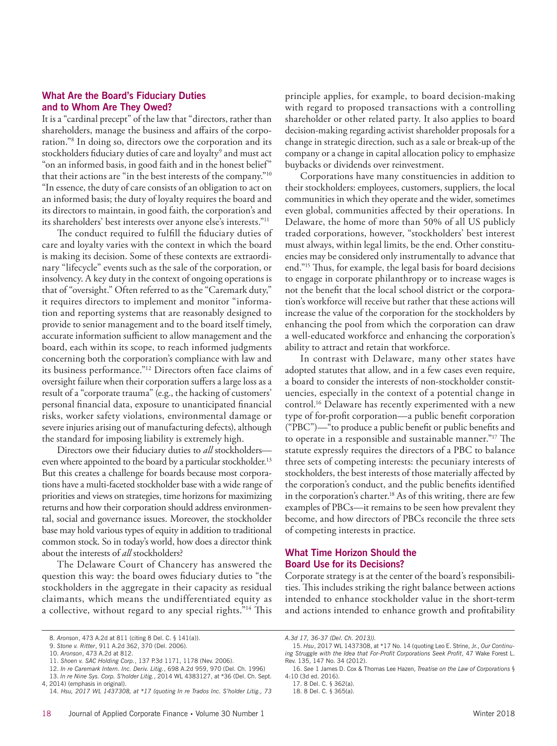## What Are the Board's Fiduciary Duties and to Whom Are They Owed?

It is a "cardinal precept" of the law that "directors, rather than shareholders, manage the business and affairs of the corporation."[8] In doing so, directors owe the corporation and its stockholders fiduciary duties of care and loyalty[9] and must act "on an informed basis, in good faith and in the honest belief" that their actions are "in the best interests of the company."[10] "In essence, the duty of care consists of an obligation to act on an informed basis; the duty of loyalty requires the board and its directors to maintain, in good faith, the corporation's and its shareholders' best interests over anyone else's interests."[11]

The conduct required to fulfill the fiduciary duties of care and loyalty varies with the context in which the board is making its decision. Some of these contexts are extraordinary "lifecycle" events such as the sale of the corporation, or insolvency. A key duty in the context of ongoing operations is that of "oversight." Often referred to as the "Caremark duty," it requires directors to implement and monitor "information and reporting systems that are reasonably designed to provide to senior management and to the board itself timely, accurate information sufficient to allow management and the board, each within its scope, to reach informed judgments concerning both the corporation's compliance with law and its business performance."[12] Directors often face claims of oversight failure when their corporation suffers a large loss as a result of a "corporate trauma" (e.g., the hacking of customers' personal financial data, exposure to unanticipated financial risks, worker safety violations, environmental damage or severe injuries arising out of manufacturing defects), although the standard for imposing liability is extremely high.

Directors owe their fiduciary duties to *all* stockholders—even when appointed to the board by a particular stockholder.[13] But this creates a challenge for boards because most corporations have a multi-faceted stockholder base with a wide range of priorities and views on strategies, time horizons for maximizing returns and how their corporation should address environmental, social and governance issues. Moreover, the stockholder base may hold various types of equity in addition to traditional common stock. So in today's world, how does a director think about the interests of *all* stockholders?

The Delaware Court of Chancery has answered the question this way: the board owes fiduciary duties to "the stockholders in the aggregate in their capacity as residual claimants, which means the undifferentiated equity as a collective, without regard to any special rights."[14] This principle applies, for example, to board decision-making with regard to proposed transactions with a controlling shareholder or other related party. It also applies to board decision-making regarding activist shareholder proposals for a change in strategic direction, such as a sale or break-up of the company or a change in capital allocation policy to emphasize buybacks or dividends over reinvestment.

Corporations have many constituencies in addition to their stockholders: employees, customers, suppliers, the local communities in which they operate and the wider, sometimes even global, communities affected by their operations. In Delaware, the home of more than 50% of all US publicly traded corporations, however, "stockholders' best interest must always, within legal limits, be the end. Other constituencies may be considered only instrumentally to advance that end."[15] Thus, for example, the legal basis for board decisions to engage in corporate philanthropy or to increase wages is not the benefit that the local school district or the corporation's workforce will receive but rather that these actions will increase the value of the corporation for the stockholders by enhancing the pool from which the corporation can draw a well-educated workforce and enhancing the corporation's ability to attract and retain that workforce.

In contrast with Delaware, many other states have adopted statutes that allow, and in a few cases even require, a board to consider the interests of non-stockholder constituencies, especially in the context of a potential change in control.[16] Delaware has recently experimented with a new type of for-profit corporation—a public benefit corporation ("PBC")—"to produce a public benefit or public benefits and to operate in a responsible and sustainable manner."[17] The statute expressly requires the directors of a PBC to balance three sets of competing interests: the pecuniary interests of stockholders, the best interests of those materially affected by the corporation's conduct, and the public benefits identified in the corporation's charter.[18] As of this writing, there are few examples of PBCs—it remains to be seen how prevalent they become, and how directors of PBCs reconcile the three sets of competing interests in practice.

## What Time Horizon Should the Board Use for its Decisions?

Corporate strategy is at the center of the board's responsibilities. This includes striking the right balance between actions intended to enhance stockholder value in the short-term and actions intended to enhance growth and profitability

---

8. *Aronson*, 473 A.2d at 811 (citing 8 Del. C. § 141(a)).
9. *Stone v. Ritter*, 911 A.2d 362, 370 (Del. 2006).
10. *Aronson*, 473 A.2d at 812.
11. *Shoen v. SAC Holding Corp.*, 137 P.3d 1171, 1178 (Nev. 2006).
12. *In re Caremark Intern. Inc. Deriv. Litig.*, 698 A.2d 959, 970 (Del. Ch. 1996)
13. *In re Nine Sys. Corp. S'holder Litig.*, 2014 WL 4383127, at *36 (Del. Ch. Sept. 4, 2014) (emphasis in original).
14. *Hsu, 2017 WL 1437308, at *17 (quoting In re Trados Inc. S'holder Litig., 73 A.3d 17, 36-37 (Del. Ch. 2013)).*
15. *Hsu*, 2017 WL 1437308, at *17 No. 14 (quoting Leo E. Strine, Jr., *Our Continuing Struggle with the Idea that For-Profit Corporations Seek Profit*, 47 Wake Forest L. Rev. 135, 147 No. 34 (2012).
16. *See* 1 James D. Cox & Thomas Lee Hazen, *Treatise on the Law of Corporations* § 4:10 (3d ed. 2016).
17. 8 Del. C. § 362(a).
18. 8 Del. C. § 365(a).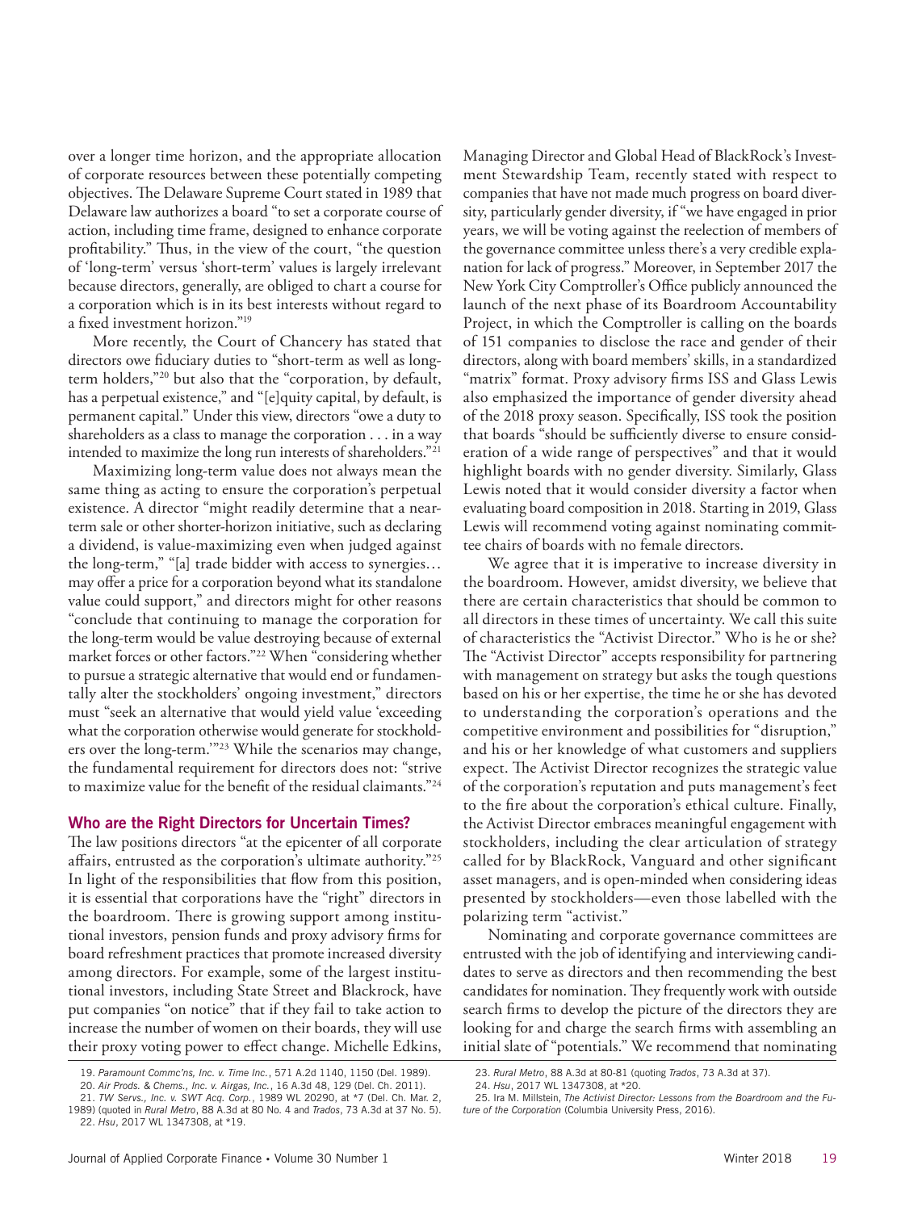over a longer time horizon, and the appropriate allocation of corporate resources between these potentially competing objectives. The Delaware Supreme Court stated in 1989 that Delaware law authorizes a board "to set a corporate course of action, including time frame, designed to enhance corporate profitability." Thus, in the view of the court, "the question of 'long-term' versus 'short-term' values is largely irrelevant because directors, generally, are obliged to chart a course for a corporation which is in its best interests without regard to a fixed investment horizon."[19]

More recently, the Court of Chancery has stated that directors owe fiduciary duties to "short-term as well as long-term holders,"[20] but also that the "corporation, by default, has a perpetual existence," and "[e]quity capital, by default, is permanent capital." Under this view, directors "owe a duty to shareholders as a class to manage the corporation . . . in a way intended to maximize the long run interests of shareholders."[21]

Maximizing long-term value does not always mean the same thing as acting to ensure the corporation's perpetual existence. A director "might readily determine that a near-term sale or other shorter-horizon initiative, such as declaring a dividend, is value-maximizing even when judged against the long-term," "[a] trade bidder with access to synergies… may offer a price for a corporation beyond what its standalone value could support," and directors might for other reasons "conclude that continuing to manage the corporation for the long-term would be value destroying because of external market forces or other factors."[22] When "considering whether to pursue a strategic alternative that would end or fundamentally alter the stockholders' ongoing investment," directors must "seek an alternative that would yield value 'exceeding what the corporation otherwise would generate for stockholders over the long-term.'"[23] While the scenarios may change, the fundamental requirement for directors does not: "strive to maximize value for the benefit of the residual claimants."[24]

## Who are the Right Directors for Uncertain Times?

The law positions directors "at the epicenter of all corporate affairs, entrusted as the corporation's ultimate authority."[25] In light of the responsibilities that flow from this position, it is essential that corporations have the "right" directors in the boardroom. There is growing support among institutional investors, pension funds and proxy advisory firms for board refreshment practices that promote increased diversity among directors. For example, some of the largest institutional investors, including State Street and Blackrock, have put companies "on notice" that if they fail to take action to increase the number of women on their boards, they will use their proxy voting power to effect change. Michelle Edkins, Managing Director and Global Head of BlackRock's Investment Stewardship Team, recently stated with respect to companies that have not made much progress on board diversity, particularly gender diversity, if "we have engaged in prior years, we will be voting against the reelection of members of the governance committee unless there's a very credible explanation for lack of progress." Moreover, in September 2017 the New York City Comptroller's Office publicly announced the launch of the next phase of its Boardroom Accountability Project, in which the Comptroller is calling on the boards of 151 companies to disclose the race and gender of their directors, along with board members' skills, in a standardized "matrix" format. Proxy advisory firms ISS and Glass Lewis also emphasized the importance of gender diversity ahead of the 2018 proxy season. Specifically, ISS took the position that boards "should be sufficiently diverse to ensure consideration of a wide range of perspectives" and that it would highlight boards with no gender diversity. Similarly, Glass Lewis noted that it would consider diversity a factor when evaluating board composition in 2018. Starting in 2019, Glass Lewis will recommend voting against nominating committee chairs of boards with no female directors.

We agree that it is imperative to increase diversity in the boardroom. However, amidst diversity, we believe that there are certain characteristics that should be common to all directors in these times of uncertainty. We call this suite of characteristics the "Activist Director." Who is he or she? The "Activist Director" accepts responsibility for partnering with management on strategy but asks the tough questions based on his or her expertise, the time he or she has devoted to understanding the corporation's operations and the competitive environment and possibilities for "disruption," and his or her knowledge of what customers and suppliers expect. The Activist Director recognizes the strategic value of the corporation's reputation and puts management's feet to the fire about the corporation's ethical culture. Finally, the Activist Director embraces meaningful engagement with stockholders, including the clear articulation of strategy called for by BlackRock, Vanguard and other significant asset managers, and is open-minded when considering ideas presented by stockholders—even those labelled with the polarizing term "activist."

Nominating and corporate governance committees are entrusted with the job of identifying and interviewing candidates to serve as directors and then recommending the best candidates for nomination. They frequently work with outside search firms to develop the picture of the directors they are looking for and charge the search firms with assembling an initial slate of "potentials." We recommend that nominating

---

19. *Paramount Commc'ns, Inc. v. Time Inc.*, 571 A.2d 1140, 1150 (Del. 1989).
20. *Air Prods. & Chems., Inc. v. Airgas, Inc.*, 16 A.3d 48, 129 (Del. Ch. 2011).
21. *TW Servs., Inc. v. SWT Acq. Corp.*, 1989 WL 20290, at *7 (Del. Ch. Mar. 2, 1989) (quoted in *Rural Metro*, 88 A.3d at 80 No. 4 and *Trados*, 73 A.3d at 37 No. 5).
22. *Hsu*, 2017 WL 1347308, at *19.
23. *Rural Metro*, 88 A.3d at 80-81 (quoting *Trados*, 73 A.3d at 37).
24. *Hsu*, 2017 WL 1347308, at *20.
25. Ira M. Millstein, *The Activist Director: Lessons from the Boardroom and the Future of the Corporation* (Columbia University Press, 2016).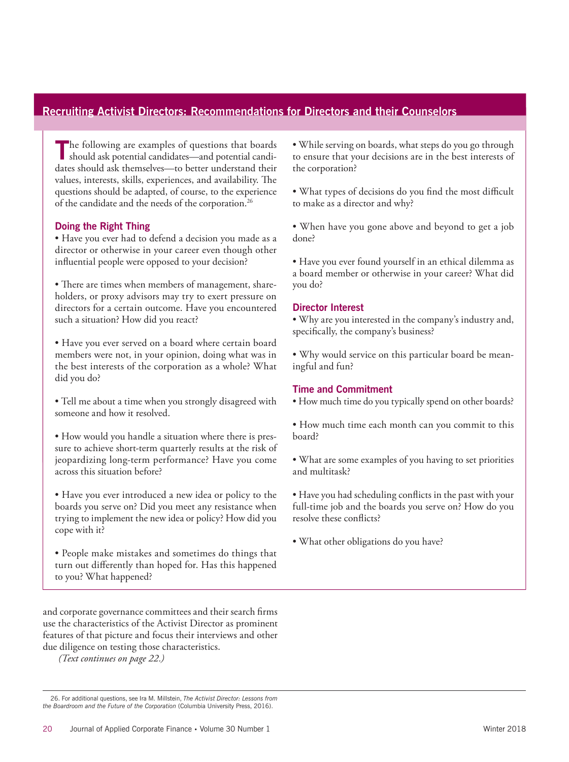## Recruiting Activist Directors: Recommendations for Directors and their Counselors

The following are examples of questions that boards should ask potential candidates—and potential candidates should ask themselves—to better understand their values, interests, skills, experiences, and availability. The questions should be adapted, of course, to the experience of the candidate and the needs of the corporation.[26]

### Doing the Right Thing

- Have you ever had to defend a decision you made as a director or otherwise in your career even though other influential people were opposed to your decision?

- There are times when members of management, shareholders, or proxy advisors may try to exert pressure on directors for a certain outcome. Have you encountered such a situation? How did you react?

- Have you ever served on a board where certain board members were not, in your opinion, doing what was in the best interests of the corporation as a whole? What did you do?

- Tell me about a time when you strongly disagreed with someone and how it resolved.

- How would you handle a situation where there is pressure to achieve short-term quarterly results at the risk of jeopardizing long-term performance? Have you come across this situation before?

- Have you ever introduced a new idea or policy to the boards you serve on? Did you meet any resistance when trying to implement the new idea or policy? How did you cope with it?

- People make mistakes and sometimes do things that turn out differently than hoped for. Has this happened to you? What happened?

- While serving on boards, what steps do you go through to ensure that your decisions are in the best interests of the corporation?

- What types of decisions do you find the most difficult to make as a director and why?

- When have you gone above and beyond to get a job done?

- Have you ever found yourself in an ethical dilemma as a board member or otherwise in your career? What did you do?

### Director Interest

- Why are you interested in the company's industry and, specifically, the company's business?

- Why would service on this particular board be meaningful and fun?

### Time and Commitment

- How much time do you typically spend on other boards?

- How much time each month can you commit to this board?

- What are some examples of you having to set priorities and multitask?

- Have you had scheduling conflicts in the past with your full-time job and the boards you serve on? How do you resolve these conflicts?

- What other obligations do you have?

---

and corporate governance committees and their search firms use the characteristics of the Activist Director as prominent features of that picture and focus their interviews and other due diligence on testing those characteristics.

*(Text continues on page 22.)*

---

26. For additional questions, see Ira M. Millstein, *The Activist Director: Lessons from the Boardroom and the Future of the Corporation* (Columbia University Press, 2016).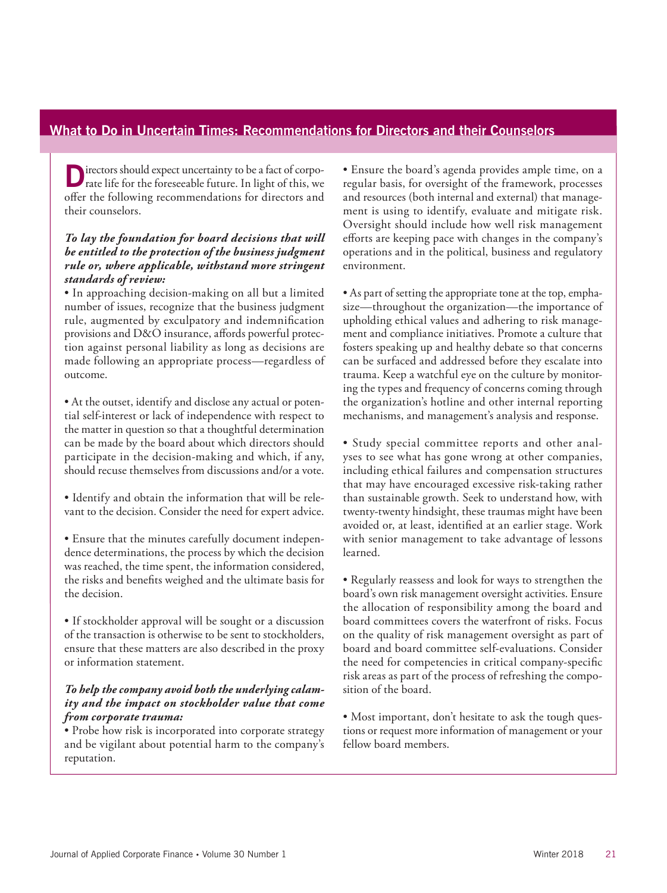## What to Do in Uncertain Times: Recommendations for Directors and their Counselors

Directors should expect uncertainty to be a fact of corporate life for the foreseeable future. In light of this, we offer the following recommendations for directors and their counselors.

***To lay the foundation for board decisions that will be entitled to the protection of the business judgment rule or, where applicable, withstand more stringent standards of review:***

- In approaching decision-making on all but a limited number of issues, recognize that the business judgment rule, augmented by exculpatory and indemnification provisions and D&O insurance, affords powerful protection against personal liability as long as decisions are made following an appropriate process—regardless of outcome.

- At the outset, identify and disclose any actual or potential self-interest or lack of independence with respect to the matter in question so that a thoughtful determination can be made by the board about which directors should participate in the decision-making and which, if any, should recuse themselves from discussions and/or a vote.

- Identify and obtain the information that will be relevant to the decision. Consider the need for expert advice.

- Ensure that the minutes carefully document independence determinations, the process by which the decision was reached, the time spent, the information considered, the risks and benefits weighed and the ultimate basis for the decision.

- If stockholder approval will be sought or a discussion of the transaction is otherwise to be sent to stockholders, ensure that these matters are also described in the proxy or information statement.

***To help the company avoid both the underlying calamity and the impact on stockholder value that come from corporate trauma:***

- Probe how risk is incorporated into corporate strategy and be vigilant about potential harm to the company's reputation.

- Ensure the board's agenda provides ample time, on a regular basis, for oversight of the framework, processes and resources (both internal and external) that management is using to identify, evaluate and mitigate risk. Oversight should include how well risk management efforts are keeping pace with changes in the company's operations and in the political, business and regulatory environment.

- As part of setting the appropriate tone at the top, emphasize—throughout the organization—the importance of upholding ethical values and adhering to risk management and compliance initiatives. Promote a culture that fosters speaking up and healthy debate so that concerns can be surfaced and addressed before they escalate into trauma. Keep a watchful eye on the culture by monitoring the types and frequency of concerns coming through the organization's hotline and other internal reporting mechanisms, and management's analysis and response.

- Study special committee reports and other analyses to see what has gone wrong at other companies, including ethical failures and compensation structures that may have encouraged excessive risk-taking rather than sustainable growth. Seek to understand how, with twenty-twenty hindsight, these traumas might have been avoided or, at least, identified at an earlier stage. Work with senior management to take advantage of lessons learned.

- Regularly reassess and look for ways to strengthen the board's own risk management oversight activities. Ensure the allocation of responsibility among the board and board committees covers the waterfront of risks. Focus on the quality of risk management oversight as part of board and board committee self-evaluations. Consider the need for competencies in critical company-specific risk areas as part of the process of refreshing the composition of the board.

- Most important, don't hesitate to ask the tough questions or request more information of management or your fellow board members.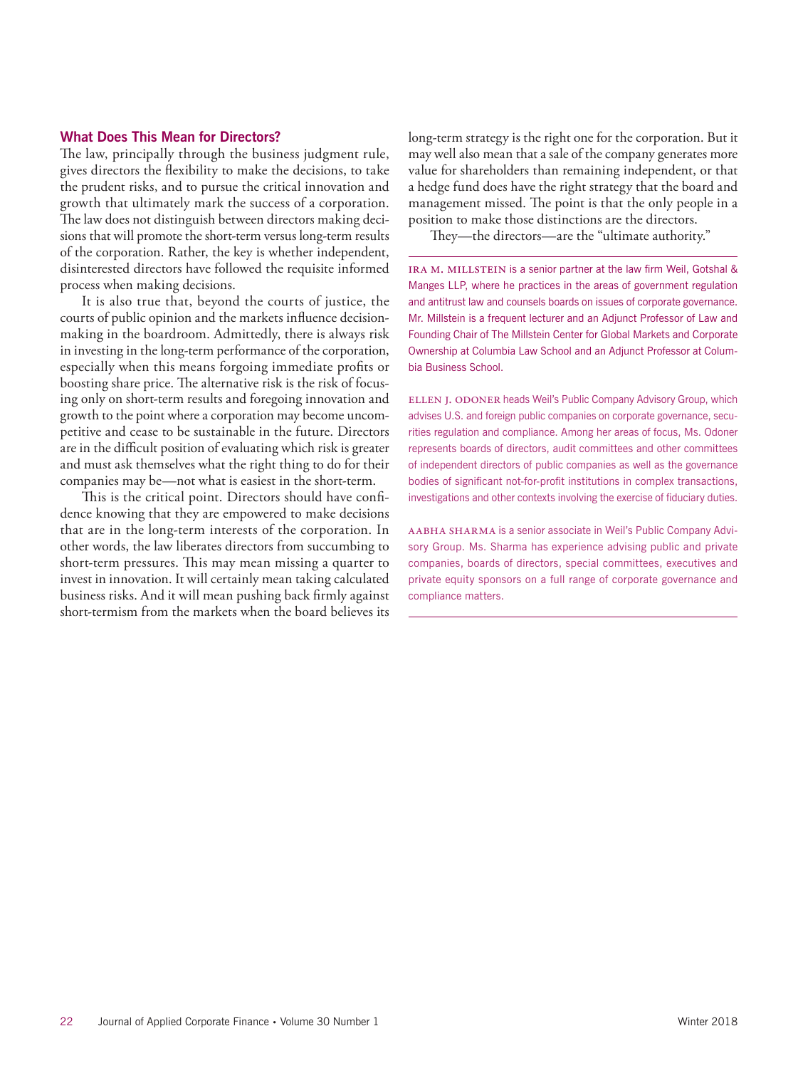## What Does This Mean for Directors?

The law, principally through the business judgment rule, gives directors the flexibility to make the decisions, to take the prudent risks, and to pursue the critical innovation and growth that ultimately mark the success of a corporation. The law does not distinguish between directors making decisions that will promote the short-term versus long-term results of the corporation. Rather, the key is whether independent, disinterested directors have followed the requisite informed process when making decisions.

It is also true that, beyond the courts of justice, the courts of public opinion and the markets influence decision-making in the boardroom. Admittedly, there is always risk in investing in the long-term performance of the corporation, especially when this means forgoing immediate profits or boosting share price. The alternative risk is the risk of focusing only on short-term results and foregoing innovation and growth to the point where a corporation may become uncompetitive and cease to be sustainable in the future. Directors are in the difficult position of evaluating which risk is greater and must ask themselves what the right thing to do for their companies may be—not what is easiest in the short-term.

This is the critical point. Directors should have confidence knowing that they are empowered to make decisions that are in the long-term interests of the corporation. In other words, the law liberates directors from succumbing to short-term pressures. This may mean missing a quarter to invest in innovation. It will certainly mean taking calculated business risks. And it will mean pushing back firmly against short-termism from the markets when the board believes its long-term strategy is the right one for the corporation. But it may well also mean that a sale of the company generates more value for shareholders than remaining independent, or that a hedge fund does have the right strategy that the board and management missed. The point is that the only people in a position to make those distinctions are the directors.

They—the directors—are the "ultimate authority."

---

IRA M. MILLSTEIN is a senior partner at the law firm Weil, Gotshal & Manges LLP, where he practices in the areas of government regulation and antitrust law and counsels boards on issues of corporate governance. Mr. Millstein is a frequent lecturer and an Adjunct Professor of Law and Founding Chair of The Millstein Center for Global Markets and Corporate Ownership at Columbia Law School and an Adjunct Professor at Columbia Business School.

ELLEN J. ODONER heads Weil's Public Company Advisory Group, which advises U.S. and foreign public companies on corporate governance, securities regulation and compliance. Among her areas of focus, Ms. Odoner represents boards of directors, audit committees and other committees of independent directors of public companies as well as the governance bodies of significant not-for-profit institutions in complex transactions, investigations and other contexts involving the exercise of fiduciary duties.

AABHA SHARMA is a senior associate in Weil's Public Company Advisory Group. Ms. Sharma has experience advising public and private companies, boards of directors, special committees, executives and private equity sponsors on a full range of corporate governance and compliance matters.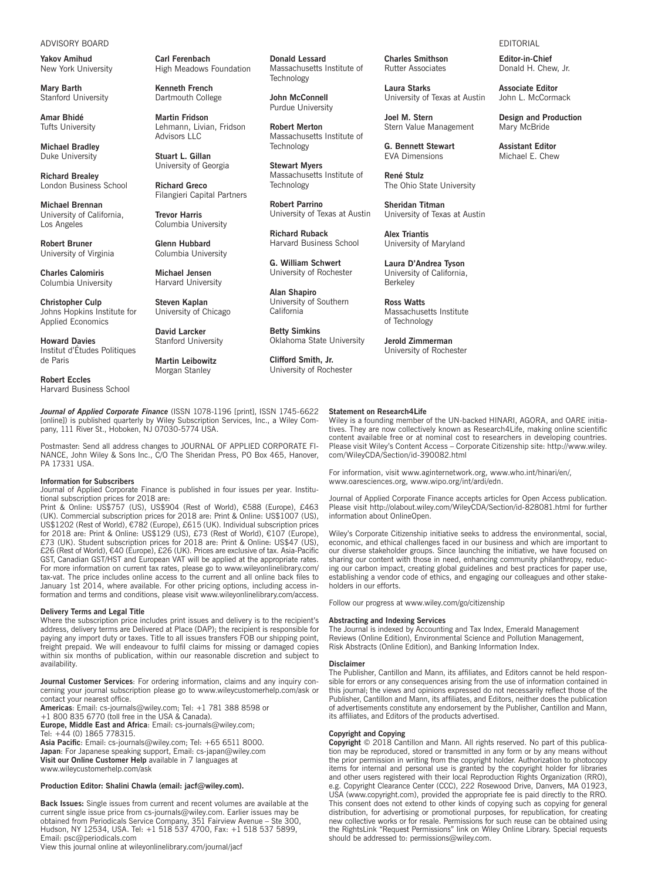## ADVISORY BOARD

**Yakov Amihud**
New York University

**Mary Barth**
Stanford University

**Amar Bhidé**
Tufts University

**Michael Bradley**
Duke University

**Richard Brealey**
London Business School

**Michael Brennan**
University of California, Los Angeles

**Robert Bruner**
University of Virginia

**Charles Calomiris**
Columbia University

**Christopher Culp**
Johns Hopkins Institute for Applied Economics

**Howard Davies**
Institut d'Études Politiques de Paris

**Robert Eccles**
Harvard Business School

**Carl Ferenbach**
High Meadows Foundation

**Kenneth French**
Dartmouth College

**Martin Fridson**
Lehmann, Livian, Fridson Advisors LLC

**Stuart L. Gillan**
University of Georgia

**Richard Greco**
Filangieri Capital Partners

**Trevor Harris**
Columbia University

**Glenn Hubbard**
Columbia University

**Michael Jensen**
Harvard University

**Steven Kaplan**
University of Chicago

**David Larcker**
Stanford University

**Martin Leibowitz**
Morgan Stanley

**Donald Lessard**
Massachusetts Institute of Technology

**John McConnell**
Purdue University

**Robert Merton**
Massachusetts Institute of Technology

**Stewart Myers**
Massachusetts Institute of Technology

**Robert Parrino**
University of Texas at Austin

**Richard Ruback**
Harvard Business School

**G. William Schwert**
University of Rochester

**Alan Shapiro**
University of Southern California

**Betty Simkins**
Oklahoma State University

**Clifford Smith, Jr.**
University of Rochester

**Charles Smithson**
Rutter Associates

**Laura Starks**
University of Texas at Austin

**Joel M. Stern**
Stern Value Management

**G. Bennett Stewart**
EVA Dimensions

**René Stulz**
The Ohio State University

**Sheridan Titman**
University of Texas at Austin

**Alex Triantis**
University of Maryland

**Laura D'Andrea Tyson**
University of California, Berkeley

**Ross Watts**
Massachusetts Institute of Technology

**Jerold Zimmerman**
University of Rochester

## EDITORIAL

**Editor-in-Chief**
Donald H. Chew, Jr.

**Associate Editor**
John L. McCormack

**Design and Production**
Mary McBride

**Assistant Editor**
Michael E. Chew

***Journal of Applied Corporate Finance*** (ISSN 1078-1196 [print], ISSN 1745-6622 [online]) is published quarterly by Wiley Subscription Services, Inc., a Wiley Company, 111 River St., Hoboken, NJ 07030-5774 USA.

Postmaster: Send all address changes to JOURNAL OF APPLIED CORPORATE FINANCE, John Wiley & Sons Inc., C/O The Sheridan Press, PO Box 465, Hanover, PA 17331 USA.

**Information for Subscribers**
Journal of Applied Corporate Finance is published in four issues per year. Institutional subscription prices for 2018 are:
Print & Online: US$757 (US), US$904 (Rest of World), €588 (Europe), £463 (UK). Commercial subscription prices for 2018 are: Print & Online: US$1007 (US), US$1202 (Rest of World), €782 (Europe), £615 (UK). Individual subscription prices for 2018 are: Print & Online: US$129 (US), £73 (Rest of World), €107 (Europe), £73 (UK). Student subscription prices for 2018 are: Print & Online: US$47 (US), £26 (Rest of World), €40 (Europe), £26 (UK). Prices are exclusive of tax. Asia-Pacific GST, Canadian GST/HST and European VAT will be applied at the appropriate rates. For more information on current tax rates, please go to www.wileyonlinelibrary.com/tax-vat. The price includes online access to the current and all online back files to January 1st 2014, where available. For other pricing options, including access information and terms and conditions, please visit www.wileyonlinelibrary.com/access.

**Delivery Terms and Legal Title**
Where the subscription price includes print issues and delivery is to the recipient's address, delivery terms are Delivered at Place (DAP); the recipient is responsible for paying any import duty or taxes. Title to all issues transfers FOB our shipping point, freight prepaid. We will endeavour to fulfil claims for missing or damaged copies within six months of publication, within our reasonable discretion and subject to availability.

**Journal Customer Services**: For ordering information, claims and any inquiry concerning your journal subscription please go to www.wileycustomerhelp.com/ask or contact your nearest office.
**Americas**: Email: cs-journals@wiley.com; Tel: +1 781 388 8598 or +1 800 835 6770 (toll free in the USA & Canada).
**Europe, Middle East and Africa**: Email: cs-journals@wiley.com; Tel: +44 (0) 1865 778315.
**Asia Pacific**: Email: cs-journals@wiley.com; Tel: +65 6511 8000.
**Japan**: For Japanese speaking support, Email: cs-japan@wiley.com
**Visit our Online Customer Help** available in 7 languages at www.wileycustomerhelp.com/ask

**Production Editor: Shalini Chawla (email: jacf@wiley.com).**

**Back Issues:** Single issues from current and recent volumes are available at the current single issue price from cs-journals@wiley.com. Earlier issues may be obtained from Periodicals Service Company, 351 Fairview Avenue – Ste 300, Hudson, NY 12534, USA. Tel: +1 518 537 4700, Fax: +1 518 537 5899, Email: psc@periodicals.com
View this journal online at wileyonlinelibrary.com/journal/jacf

**Statement on Research4Life**
Wiley is a founding member of the UN-backed HINARI, AGORA, and OARE initiatives. They are now collectively known as Research4Life, making online scientific content available free or at nominal cost to researchers in developing countries. Please visit Wiley's Content Access – Corporate Citizenship site: http://www.wiley.com/WileyCDA/Section/id-390082.html

For information, visit www.aginternetwork.org, www.who.int/hinari/en/, www.oaresciences.org, www.wipo.org/int/ardi/edn.

Journal of Applied Corporate Finance accepts articles for Open Access publication. Please visit http://olabout.wiley.com/WileyCDA/Section/id-828081.html for further information about OnlineOpen.

Wiley's Corporate Citizenship initiative seeks to address the environmental, social, economic, and ethical challenges faced in our business and which are important to our diverse stakeholder groups. Since launching the initiative, we have focused on sharing our content with those in need, enhancing community philanthropy, reducing our carbon impact, creating global guidelines and best practices for paper use, establishing a vendor code of ethics, and engaging our colleagues and other stakeholders in our efforts.

Follow our progress at www.wiley.com/go/citizenship

**Abstracting and Indexing Services**
The Journal is indexed by Accounting and Tax Index, Emerald Management Reviews (Online Edition), Environmental Science and Pollution Management, Risk Abstracts (Online Edition), and Banking Information Index.

**Disclaimer**
The Publisher, Cantillon and Mann, its affiliates, and Editors cannot be held responsible for errors or any consequences arising from the use of information contained in this journal; the views and opinions expressed do not necessarily reflect those of the Publisher, Cantillon and Mann, its affiliates, and Editors, neither does the publication of advertisements constitute any endorsement by the Publisher, Cantillon and Mann, its affiliates, and Editors of the products advertised.

**Copyright and Copying**
**Copyright** © 2018 Cantillon and Mann. All rights reserved. No part of this publication may be reproduced, stored or transmitted in any form or by any means without the prior permission in writing from the copyright holder. Authorization to photocopy items for internal and personal use is granted by the copyright holder for libraries and other users registered with their local Reproduction Rights Organization (RRO), e.g. Copyright Clearance Center (CCC), 222 Rosewood Drive, Danvers, MA 01923, USA (www.copyright.com), provided the appropriate fee is paid directly to the RRO. This consent does not extend to other kinds of copying such as copying for general distribution, for advertising or promotional purposes, for republication, for creating new collective works or for resale. Permissions for such reuse can be obtained using the RightsLink "Request Permissions" link on Wiley Online Library. Special requests should be addressed to: permissions@wiley.com.